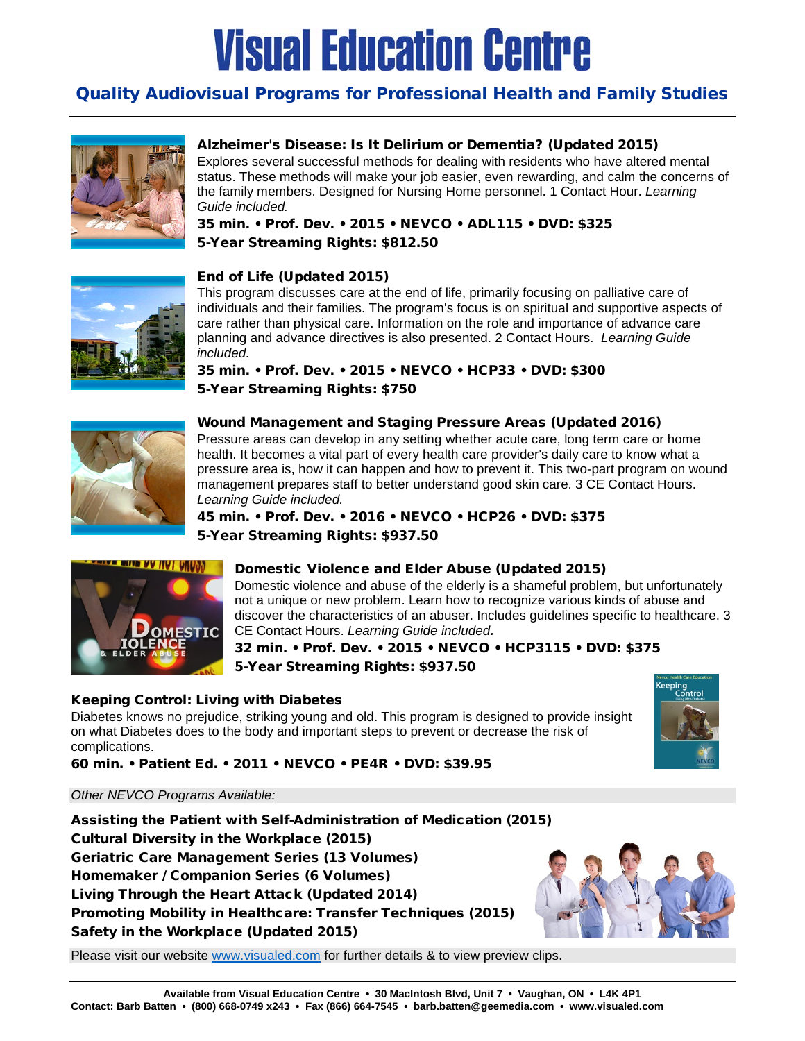# Visual Education Centre

## Quality Audiovisual Programs for Professional Health and Family Studies

### Alzheimer's Disease: Is It Delirium or Dementia? (Updated 2015)

Explores several successful methods for dealing with residents who have altered mental status. These methods will make your job easier, even rewarding, and calm the concerns of the family members. Designed for Nursing Home personnel. 1 Contact Hour. *Learning Guide included.*

**35 min. • Prof. Dev. • 2015 • NEVCO • ADL115 • DVD: $325**
**5-Year Streaming Rights: $812.50**

### End of Life (Updated 2015)

This program discusses care at the end of life, primarily focusing on palliative care of individuals and their families. The program's focus is on spiritual and supportive aspects of care rather than physical care. Information on the role and importance of advance care planning and advance directives is also presented. 2 Contact Hours. *Learning Guide included.*

**35 min. • Prof. Dev. • 2015 • NEVCO • HCP33 • DVD: $300**
**5-Year Streaming Rights: $750**

### Wound Management and Staging Pressure Areas (Updated 2016)

Pressure areas can develop in any setting whether acute care, long term care or home health. It becomes a vital part of every health care provider's daily care to know what a pressure area is, how it can happen and how to prevent it. This two-part program on wound management prepares staff to better understand good skin care. 3 CE Contact Hours. *Learning Guide included.*

**45 min. • Prof. Dev. • 2016 • NEVCO • HCP26 • DVD: $375**
**5-Year Streaming Rights: $937.50**

### Domestic Violence and Elder Abuse (Updated 2015)

Domestic violence and abuse of the elderly is a shameful problem, but unfortunately not a unique or new problem. Learn how to recognize various kinds of abuse and discover the characteristics of an abuser. Includes guidelines specific to healthcare. 3 CE Contact Hours. *Learning Guide included.*

**32 min. • Prof. Dev. • 2015 • NEVCO • HCP3115 • DVD: $375**
**5-Year Streaming Rights: $937.50**

### Keeping Control: Living with Diabetes

Diabetes knows no prejudice, striking young and old. This program is designed to provide insight on what Diabetes does to the body and important steps to prevent or decrease the risk of complications.

**60 min. • Patient Ed. • 2011 • NEVCO • PE4R • DVD: $39.95**

*Other NEVCO Programs Available:*

**Assisting the Patient with Self-Administration of Medication (2015)**
**Cultural Diversity in the Workplace (2015)**
**Geriatric Care Management Series (13 Volumes)**
**Homemaker / Companion Series (6 Volumes)**
**Living Through the Heart Attack (Updated 2014)**
**Promoting Mobility in Healthcare: Transfer Techniques (2015)**
**Safety in the Workplace (Updated 2015)**

Please visit our website www.visualed.com for further details & to view preview clips.

**Available from Visual Education Centre • 30 MacIntosh Blvd, Unit 7 • Vaughan, ON • L4K 4P1**
**Contact: Barb Batten • (800) 668-0749 x243 • Fax (866) 664-7545 • barb.batten@geemedia.com • www.visualed.com**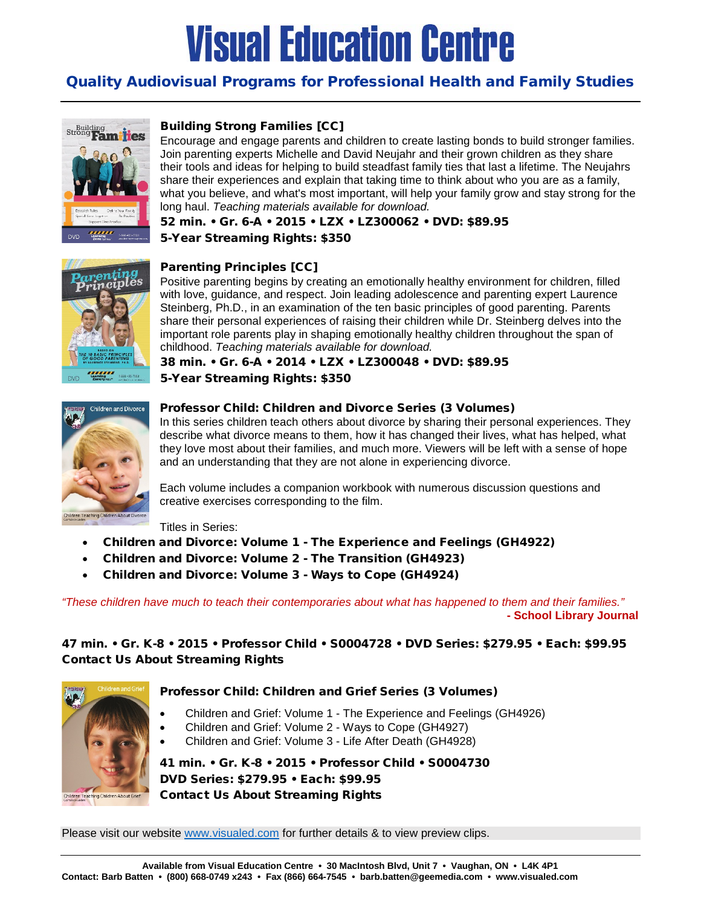# Visual Education Centre

## Quality Audiovisual Programs for Professional Health and Family Studies

### Building Strong Families [CC]

Encourage and engage parents and children to create lasting bonds to build stronger families. Join parenting experts Michelle and David Neujahr and their grown children as they share their tools and ideas for helping to build steadfast family ties that last a lifetime. The Neujahrs share their experiences and explain that taking time to think about who you are as a family, what you believe, and what's most important, will help your family grow and stay strong for the long haul. *Teaching materials available for download.*

**52 min. • Gr. 6-A • 2015 • LZX • LZ300062 • DVD: $89.95**
**5-Year Streaming Rights: $350**

### Parenting Principles [CC]

Positive parenting begins by creating an emotionally healthy environment for children, filled with love, guidance, and respect. Join leading adolescence and parenting expert Laurence Steinberg, Ph.D., in an examination of the ten basic principles of good parenting. Parents share their personal experiences of raising their children while Dr. Steinberg delves into the important role parents play in shaping emotionally healthy children throughout the span of childhood. *Teaching materials available for download.*

**38 min. • Gr. 6-A • 2014 • LZX • LZ300048 • DVD: $89.95**
**5-Year Streaming Rights: $350**

### Professor Child: Children and Divorce Series (3 Volumes)

In this series children teach others about divorce by sharing their personal experiences. They describe what divorce means to them, how it has changed their lives, what has helped, what they love most about their families, and much more. Viewers will be left with a sense of hope and an understanding that they are not alone in experiencing divorce.

Each volume includes a companion workbook with numerous discussion questions and creative exercises corresponding to the film.

Titles in Series:

- **Children and Divorce: Volume 1 - The Experience and Feelings (GH4922)**
- **Children and Divorce: Volume 2 - The Transition (GH4923)**
- **Children and Divorce: Volume 3 - Ways to Cope (GH4924)**

*"These children have much to teach their contemporaries about what has happened to them and their families."*
**- School Library Journal**

**47 min. • Gr. K-8 • 2015 • Professor Child • S0004728 • DVD Series: $279.95 • Each: $99.95**
**Contact Us About Streaming Rights**

### Professor Child: Children and Grief Series (3 Volumes)

- Children and Grief: Volume 1 - The Experience and Feelings (GH4926)
- Children and Grief: Volume 2 - Ways to Cope (GH4927)
- Children and Grief: Volume 3 - Life After Death (GH4928)

**41 min. • Gr. K-8 • 2015 • Professor Child • S0004730**
**DVD Series: $279.95 • Each: $99.95**
**Contact Us About Streaming Rights**

Please visit our website www.visualed.com for further details & to view preview clips.

**Available from Visual Education Centre • 30 MacIntosh Blvd, Unit 7 • Vaughan, ON • L4K 4P1**
**Contact: Barb Batten • (800) 668-0749 x243 • Fax (866) 664-7545 • barb.batten@geemedia.com • www.visualed.com**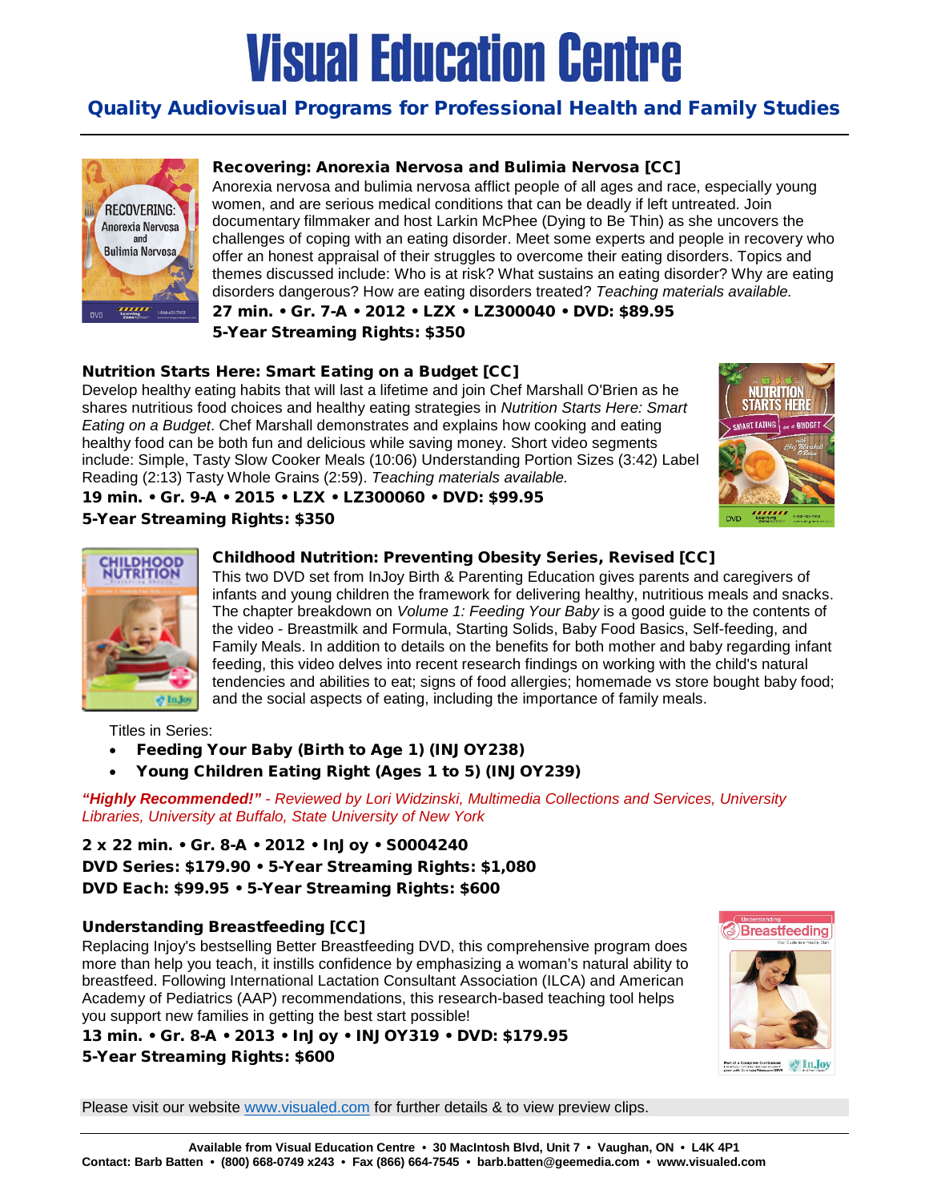# Visual Education Centre

## Quality Audiovisual Programs for Professional Health and Family Studies

### Recovering: Anorexia Nervosa and Bulimia Nervosa [CC]

Anorexia nervosa and bulimia nervosa afflict people of all ages and race, especially young women, and are serious medical conditions that can be deadly if left untreated. Join documentary filmmaker and host Larkin McPhee (Dying to Be Thin) as she uncovers the challenges of coping with an eating disorder. Meet some experts and people in recovery who offer an honest appraisal of their struggles to overcome their eating disorders. Topics and themes discussed include: Who is at risk? What sustains an eating disorder? Why are eating disorders dangerous? How are eating disorders treated? *Teaching materials available.*

**27 min. • Gr. 7-A • 2012 • LZX • LZ300040 • DVD: $89.95**
**5-Year Streaming Rights: $350**

### Nutrition Starts Here: Smart Eating on a Budget [CC]

Develop healthy eating habits that will last a lifetime and join Chef Marshall O'Brien as he shares nutritious food choices and healthy eating strategies in *Nutrition Starts Here: Smart Eating on a Budget*. Chef Marshall demonstrates and explains how cooking and eating healthy food can be both fun and delicious while saving money. Short video segments include: Simple, Tasty Slow Cooker Meals (10:06) Understanding Portion Sizes (3:42) Label Reading (2:13) Tasty Whole Grains (2:59). *Teaching materials available.*

**19 min. • Gr. 9-A • 2015 • LZX • LZ300060 • DVD: $99.95**
**5-Year Streaming Rights: $350**

### Childhood Nutrition: Preventing Obesity Series, Revised [CC]

This two DVD set from InJoy Birth & Parenting Education gives parents and caregivers of infants and young children the framework for delivering healthy, nutritious meals and snacks. The chapter breakdown on *Volume 1: Feeding Your Baby* is a good guide to the contents of the video - Breastmilk and Formula, Starting Solids, Baby Food Basics, Self-feeding, and Family Meals. In addition to details on the benefits for both mother and baby regarding infant feeding, this video delves into recent research findings on working with the child's natural tendencies and abilities to eat; signs of food allergies; homemade vs store bought baby food; and the social aspects of eating, including the importance of family meals.

Titles in Series:

- **Feeding Your Baby (Birth to Age 1) (INJOY238)**
- **Young Children Eating Right (Ages 1 to 5) (INJOY239)**

***"Highly Recommended!"*** *- Reviewed by Lori Widzinski, Multimedia Collections and Services, University Libraries, University at Buffalo, State University of New York*

**2 x 22 min. • Gr. 8-A • 2012 • InJoy • S0004240**
**DVD Series: $179.90 • 5-Year Streaming Rights: $1,080**
**DVD Each: $99.95 • 5-Year Streaming Rights: $600**

### Understanding Breastfeeding [CC]

Replacing Injoy's bestselling Better Breastfeeding DVD, this comprehensive program does more than help you teach, it instills confidence by emphasizing a woman's natural ability to breastfeed. Following International Lactation Consultant Association (ILCA) and American Academy of Pediatrics (AAP) recommendations, this research-based teaching tool helps you support new families in getting the best start possible!

**13 min. • Gr. 8-A • 2013 • InJoy • INJOY319 • DVD: $179.95**
**5-Year Streaming Rights: $600**

Please visit our website www.visualed.com for further details & to view preview clips.

**Available from Visual Education Centre • 30 MacIntosh Blvd, Unit 7 • Vaughan, ON • L4K 4P1**
**Contact: Barb Batten • (800) 668-0749 x243 • Fax (866) 664-7545 • barb.batten@geemedia.com • www.visualed.com**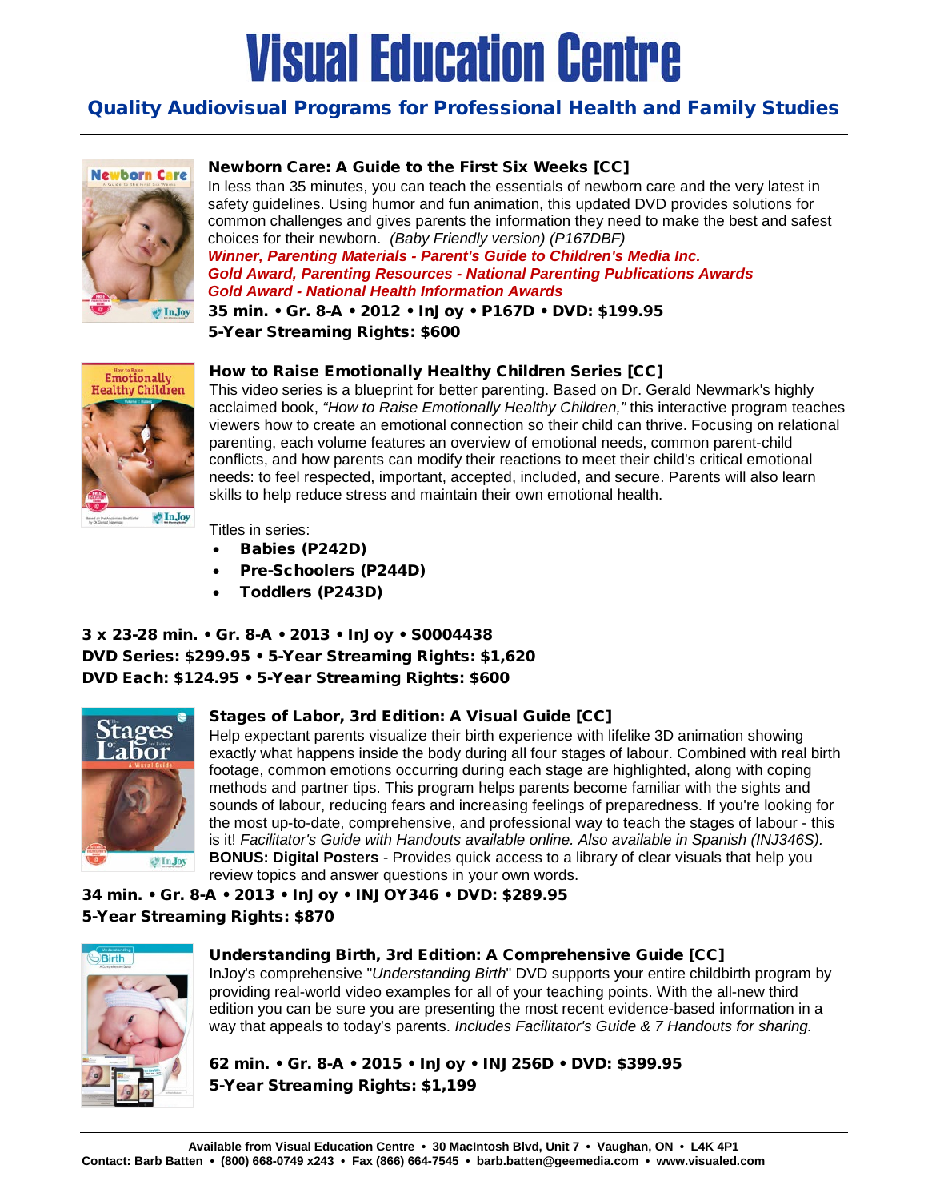# Visual Education Centre

## Quality Audiovisual Programs for Professional Health and Family Studies

### Newborn Care: A Guide to the First Six Weeks [CC]

In less than 35 minutes, you can teach the essentials of newborn care and the very latest in safety guidelines. Using humor and fun animation, this updated DVD provides solutions for common challenges and gives parents the information they need to make the best and safest choices for their newborn. *(Baby Friendly version) (P167DBF)*

***Winner, Parenting Materials - Parent's Guide to Children's Media Inc.***
***Gold Award, Parenting Resources - National Parenting Publications Awards***
***Gold Award - National Health Information Awards***

**35 min. • Gr. 8-A • 2012 • InJoy • P167D • DVD: $199.95**
**5-Year Streaming Rights: $600**

### How to Raise Emotionally Healthy Children Series [CC]

This video series is a blueprint for better parenting. Based on Dr. Gerald Newmark's highly acclaimed book, *"How to Raise Emotionally Healthy Children,"* this interactive program teaches viewers how to create an emotional connection so their child can thrive. Focusing on relational parenting, each volume features an overview of emotional needs, common parent-child conflicts, and how parents can modify their reactions to meet their child's critical emotional needs: to feel respected, important, accepted, included, and secure. Parents will also learn skills to help reduce stress and maintain their own emotional health.

Titles in series:

- **Babies (P242D)**
- **Pre-Schoolers (P244D)**
- **Toddlers (P243D)**

**3 x 23-28 min. • Gr. 8-A • 2013 • InJoy • S0004438**
**DVD Series: $299.95 • 5-Year Streaming Rights: $1,620**
**DVD Each: $124.95 • 5-Year Streaming Rights: $600**

### Stages of Labor, 3rd Edition: A Visual Guide [CC]

Help expectant parents visualize their birth experience with lifelike 3D animation showing exactly what happens inside the body during all four stages of labour. Combined with real birth footage, common emotions occurring during each stage are highlighted, along with coping methods and partner tips. This program helps parents become familiar with the sights and sounds of labour, reducing fears and increasing feelings of preparedness. If you're looking for the most up-to-date, comprehensive, and professional way to teach the stages of labour - this is it! *Facilitator's Guide with Handouts available online. Also available in Spanish (INJ346S).*
**BONUS: Digital Posters** - Provides quick access to a library of clear visuals that help you review topics and answer questions in your own words.

**34 min. • Gr. 8-A • 2013 • InJoy • INJOY346 • DVD: $289.95**
**5-Year Streaming Rights: $870**

### Understanding Birth, 3rd Edition: A Comprehensive Guide [CC]

InJoy's comprehensive "*Understanding Birth*" DVD supports your entire childbirth program by providing real-world video examples for all of your teaching points. With the all-new third edition you can be sure you are presenting the most recent evidence-based information in a way that appeals to today's parents. *Includes Facilitator's Guide & 7 Handouts for sharing.*

**62 min. • Gr. 8-A • 2015 • InJoy • INJ256D • DVD: $399.95**
**5-Year Streaming Rights: $1,199**

**Available from Visual Education Centre • 30 MacIntosh Blvd, Unit 7 • Vaughan, ON • L4K 4P1**
**Contact: Barb Batten • (800) 668-0749 x243 • Fax (866) 664-7545 • barb.batten@geemedia.com • www.visualed.com**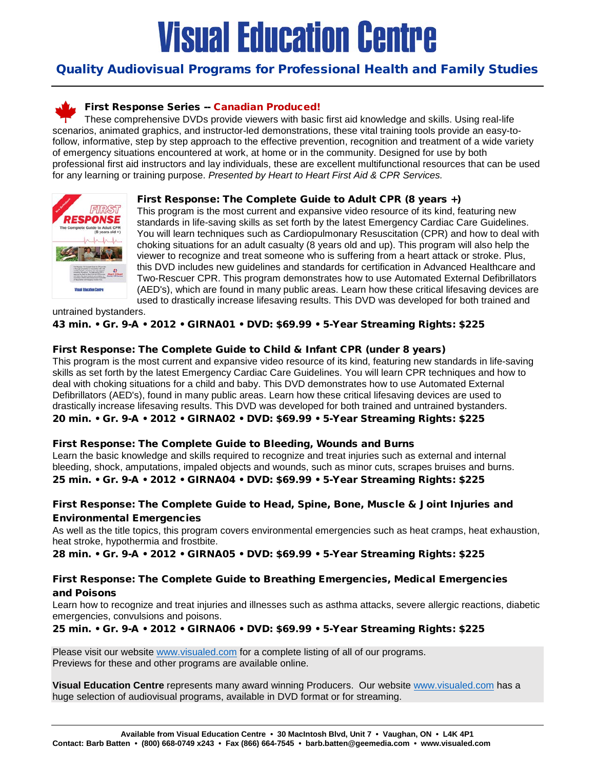# Visual Education Centre

## Quality Audiovisual Programs for Professional Health and Family Studies

### First Response Series -- Canadian Produced!

These comprehensive DVDs provide viewers with basic first aid knowledge and skills. Using real-life scenarios, animated graphics, and instructor-led demonstrations, these vital training tools provide an easy-to-follow, informative, step by step approach to the effective prevention, recognition and treatment of a wide variety of emergency situations encountered at work, at home or in the community. Designed for use by both professional first aid instructors and lay individuals, these are excellent multifunctional resources that can be used for any learning or training purpose. *Presented by Heart to Heart First Aid & CPR Services.*

### First Response: The Complete Guide to Adult CPR (8 years +)

This program is the most current and expansive video resource of its kind, featuring new standards in life-saving skills as set forth by the latest Emergency Cardiac Care Guidelines. You will learn techniques such as Cardiopulmonary Resuscitation (CPR) and how to deal with choking situations for an adult casualty (8 years old and up). This program will also help the viewer to recognize and treat someone who is suffering from a heart attack or stroke. Plus, this DVD includes new guidelines and standards for certification in Advanced Healthcare and Two-Rescuer CPR. This program demonstrates how to use Automated External Defibrillators (AED's), which are found in many public areas. Learn how these critical lifesaving devices are used to drastically increase lifesaving results. This DVD was developed for both trained and untrained bystanders.

**43 min. • Gr. 9-A • 2012 • GIRNA01 • DVD: $69.99 • 5-Year Streaming Rights: $225**

### First Response: The Complete Guide to Child & Infant CPR (under 8 years)

This program is the most current and expansive video resource of its kind, featuring new standards in life-saving skills as set forth by the latest Emergency Cardiac Care Guidelines. You will learn CPR techniques and how to deal with choking situations for a child and baby. This DVD demonstrates how to use Automated External Defibrillators (AED's), found in many public areas. Learn how these critical lifesaving devices are used to drastically increase lifesaving results. This DVD was developed for both trained and untrained bystanders.

**20 min. • Gr. 9-A • 2012 • GIRNA02 • DVD: $69.99 • 5-Year Streaming Rights: $225**

### First Response: The Complete Guide to Bleeding, Wounds and Burns

Learn the basic knowledge and skills required to recognize and treat injuries such as external and internal bleeding, shock, amputations, impaled objects and wounds, such as minor cuts, scrapes bruises and burns.

**25 min. • Gr. 9-A • 2012 • GIRNA04 • DVD: $69.99 • 5-Year Streaming Rights: $225**

### First Response: The Complete Guide to Head, Spine, Bone, Muscle & Joint Injuries and Environmental Emergencies

As well as the title topics, this program covers environmental emergencies such as heat cramps, heat exhaustion, heat stroke, hypothermia and frostbite.

**28 min. • Gr. 9-A • 2012 • GIRNA05 • DVD: $69.99 • 5-Year Streaming Rights: $225**

### First Response: The Complete Guide to Breathing Emergencies, Medical Emergencies and Poisons

Learn how to recognize and treat injuries and illnesses such as asthma attacks, severe allergic reactions, diabetic emergencies, convulsions and poisons.

**25 min. • Gr. 9-A • 2012 • GIRNA06 • DVD: $69.99 • 5-Year Streaming Rights: $225**

Please visit our website www.visualed.com for a complete listing of all of our programs.
Previews for these and other programs are available online.

**Visual Education Centre** represents many award winning Producers. Our website www.visualed.com has a huge selection of audiovisual programs, available in DVD format or for streaming.

**Available from Visual Education Centre • 30 MacIntosh Blvd, Unit 7 • Vaughan, ON • L4K 4P1**
**Contact: Barb Batten • (800) 668-0749 x243 • Fax (866) 664-7545 • barb.batten@geemedia.com • www.visualed.com**